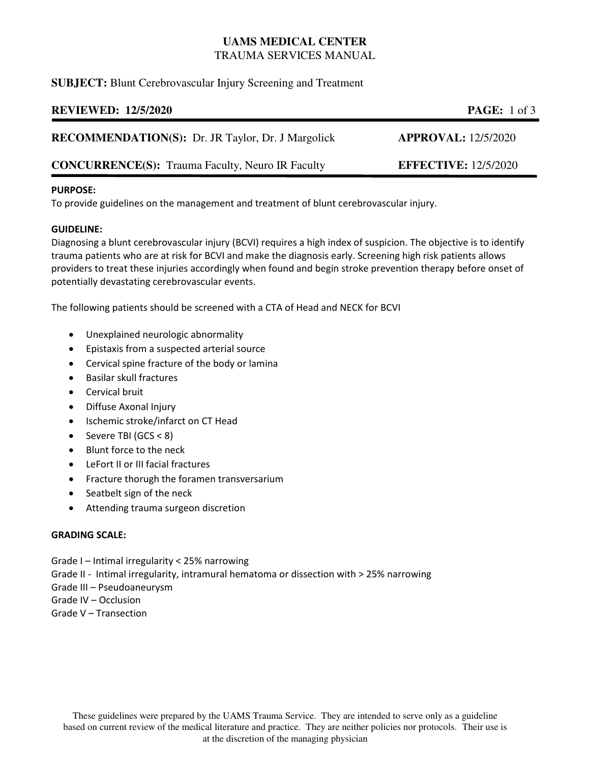**UAMS MEDICAL CENTER**
TRAUMA SERVICES MANUAL

**SUBJECT:** Blunt Cerebrovascular Injury Screening and Treatment

**REVIEWED: 12/5/2020**

**RECOMMENDATION(S):** Dr. JR Taylor, Dr. J Margolick — **APPROVAL:** 12/5/2020

**CONCURRENCE(S):** Trauma Faculty, Neuro IR Faculty — **EFFECTIVE:** 12/5/2020

**PURPOSE:**

To provide guidelines on the management and treatment of blunt cerebrovascular injury.

**GUIDELINE:**

Diagnosing a blunt cerebrovascular injury (BCVI) requires a high index of suspicion. The objective is to identify trauma patients who are at risk for BCVI and make the diagnosis early. Screening high risk patients allows providers to treat these injuries accordingly when found and begin stroke prevention therapy before onset of potentially devastating cerebrovascular events.

The following patients should be screened with a CTA of Head and NECK for BCVI

- Unexplained neurologic abnormality
- Epistaxis from a suspected arterial source
- Cervical spine fracture of the body or lamina
- Basilar skull fractures
- Cervical bruit
- Diffuse Axonal Injury
- Ischemic stroke/infarct on CT Head
- Severe TBI (GCS < 8)
- Blunt force to the neck
- LeFort II or III facial fractures
- Fracture thorugh the foramen transversarium
- Seatbelt sign of the neck
- Attending trauma surgeon discretion

**GRADING SCALE:**

Grade I – Intimal irregularity < 25% narrowing
Grade II - Intimal irregularity, intramural hematoma or dissection with > 25% narrowing
Grade III – Pseudoaneurysm
Grade IV – Occlusion
Grade V – Transection

These guidelines were prepared by the UAMS Trauma Service. They are intended to serve only as a guideline based on current review of the medical literature and practice. They are neither policies nor protocols. Their use is at the discretion of the managing physician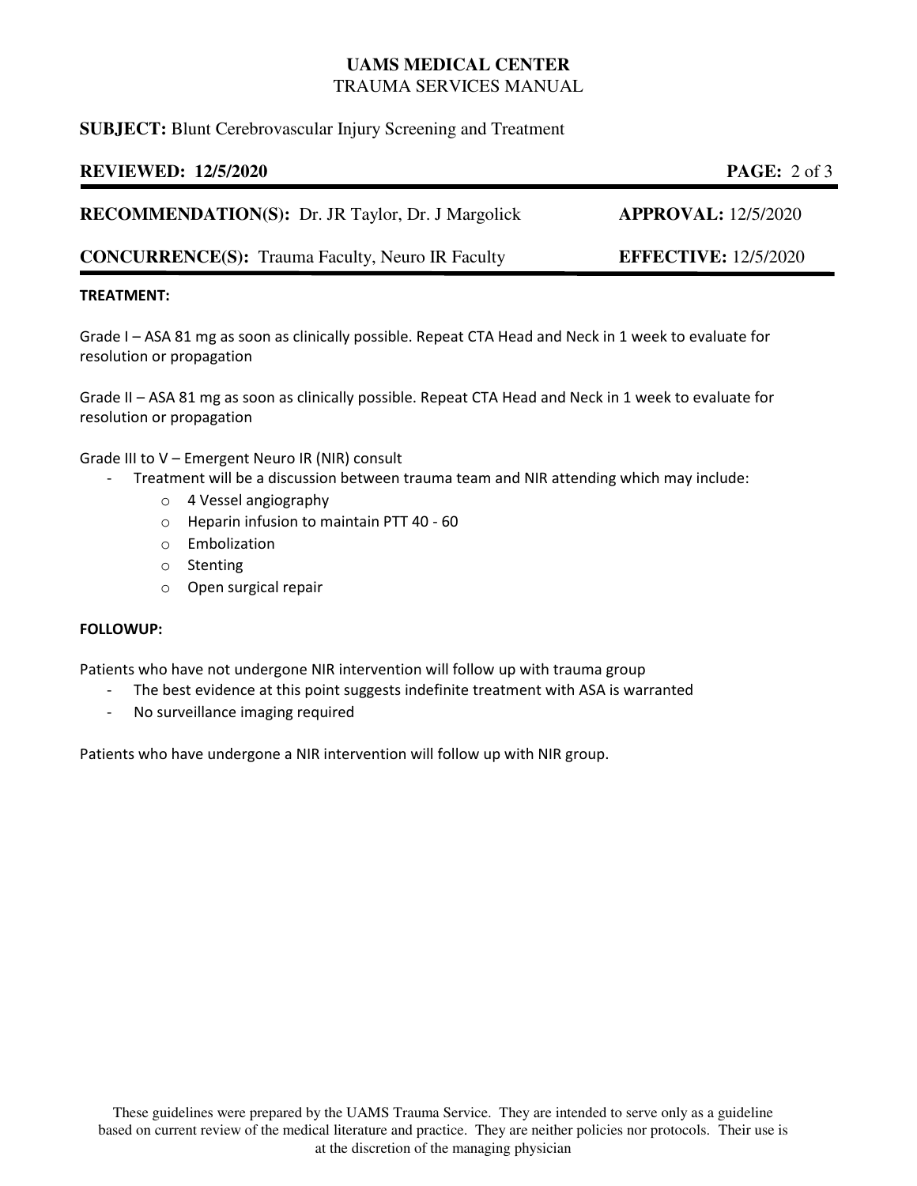**UAMS MEDICAL CENTER**
TRAUMA SERVICES MANUAL

**SUBJECT:** Blunt Cerebrovascular Injury Screening and Treatment

**REVIEWED: 12/5/2020**

**RECOMMENDATION(S):** Dr. JR Taylor, Dr. J Margolick **APPROVAL:** 12/5/2020

**CONCURRENCE(S):** Trauma Faculty, Neuro IR Faculty **EFFECTIVE:** 12/5/2020

**TREATMENT:**

Grade I – ASA 81 mg as soon as clinically possible. Repeat CTA Head and Neck in 1 week to evaluate for resolution or propagation

Grade II – ASA 81 mg as soon as clinically possible. Repeat CTA Head and Neck in 1 week to evaluate for resolution or propagation

Grade III to V – Emergent Neuro IR (NIR) consult

- Treatment will be a discussion between trauma team and NIR attending which may include:
    - 4 Vessel angiography
    - Heparin infusion to maintain PTT 40 - 60
    - Embolization
    - Stenting
    - Open surgical repair

**FOLLOWUP:**

Patients who have not undergone NIR intervention will follow up with trauma group

- The best evidence at this point suggests indefinite treatment with ASA is warranted
- No surveillance imaging required

Patients who have undergone a NIR intervention will follow up with NIR group.

These guidelines were prepared by the UAMS Trauma Service. They are intended to serve only as a guideline based on current review of the medical literature and practice. They are neither policies nor protocols. Their use is at the discretion of the managing physician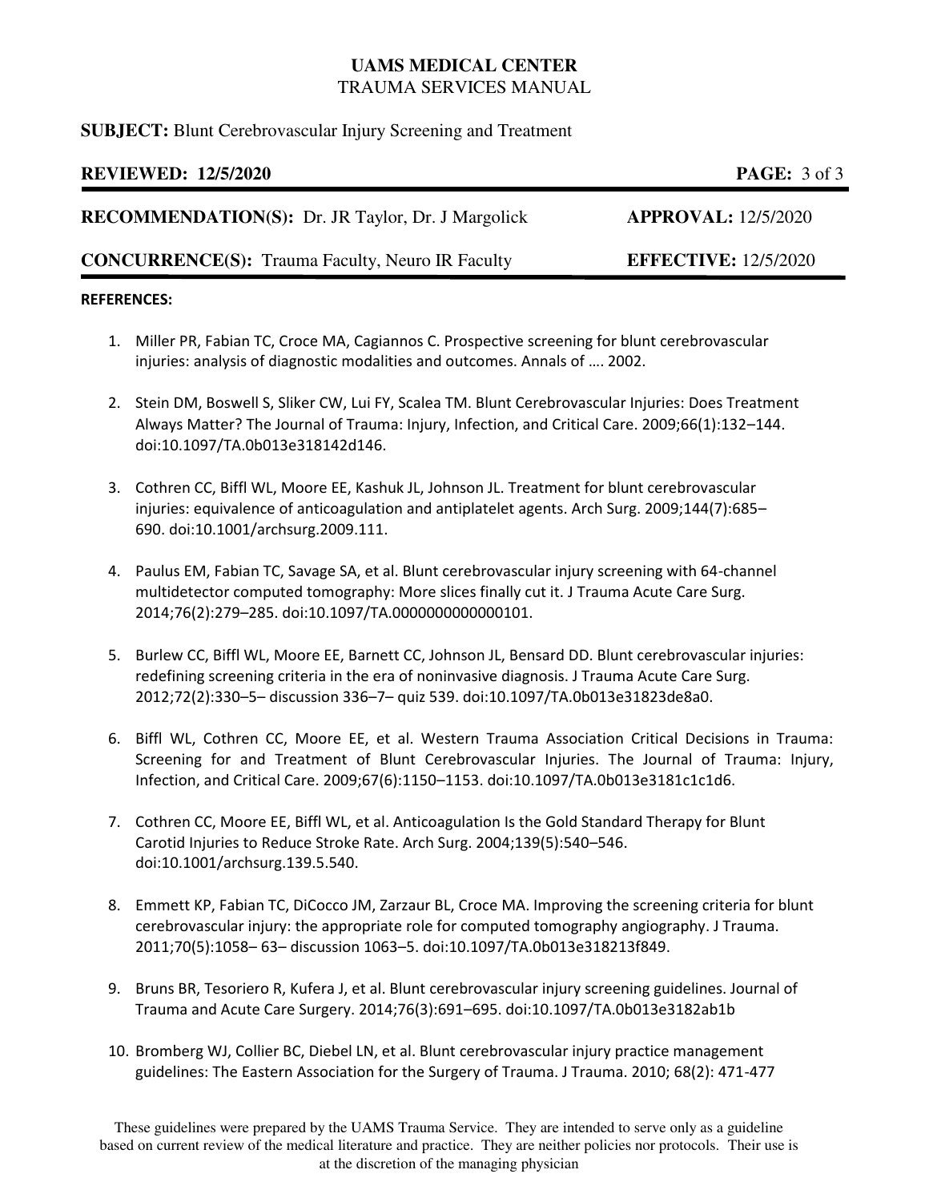**REFERENCES:**

1. Miller PR, Fabian TC, Croce MA, Cagiannos C. Prospective screening for blunt cerebrovascular injuries: analysis of diagnostic modalities and outcomes. Annals of …. 2002.

2. Stein DM, Boswell S, Sliker CW, Lui FY, Scalea TM. Blunt Cerebrovascular Injuries: Does Treatment Always Matter? The Journal of Trauma: Injury, Infection, and Critical Care. 2009;66(1):132–144. doi:10.1097/TA.0b013e318142d146.

3. Cothren CC, Biffl WL, Moore EE, Kashuk JL, Johnson JL. Treatment for blunt cerebrovascular injuries: equivalence of anticoagulation and antiplatelet agents. Arch Surg. 2009;144(7):685–690. doi:10.1001/archsurg.2009.111.

4. Paulus EM, Fabian TC, Savage SA, et al. Blunt cerebrovascular injury screening with 64-channel multidetector computed tomography: More slices finally cut it. J Trauma Acute Care Surg. 2014;76(2):279–285. doi:10.1097/TA.0000000000000101.

5. Burlew CC, Biffl WL, Moore EE, Barnett CC, Johnson JL, Bensard DD. Blunt cerebrovascular injuries: redefining screening criteria in the era of noninvasive diagnosis. J Trauma Acute Care Surg. 2012;72(2):330–5– discussion 336–7– quiz 539. doi:10.1097/TA.0b013e31823de8a0.

6. Biffl WL, Cothren CC, Moore EE, et al. Western Trauma Association Critical Decisions in Trauma: Screening for and Treatment of Blunt Cerebrovascular Injuries. The Journal of Trauma: Injury, Infection, and Critical Care. 2009;67(6):1150–1153. doi:10.1097/TA.0b013e3181c1c1d6.

7. Cothren CC, Moore EE, Biffl WL, et al. Anticoagulation Is the Gold Standard Therapy for Blunt Carotid Injuries to Reduce Stroke Rate. Arch Surg. 2004;139(5):540–546. doi:10.1001/archsurg.139.5.540.

8. Emmett KP, Fabian TC, DiCocco JM, Zarzaur BL, Croce MA. Improving the screening criteria for blunt cerebrovascular injury: the appropriate role for computed tomography angiography. J Trauma. 2011;70(5):1058– 63– discussion 1063–5. doi:10.1097/TA.0b013e318213f849.

9. Bruns BR, Tesoriero R, Kufera J, et al. Blunt cerebrovascular injury screening guidelines. Journal of Trauma and Acute Care Surgery. 2014;76(3):691–695. doi:10.1097/TA.0b013e3182ab1b

10. Bromberg WJ, Collier BC, Diebel LN, et al. Blunt cerebrovascular injury practice management guidelines: The Eastern Association for the Surgery of Trauma. J Trauma. 2010; 68(2): 471-477

These guidelines were prepared by the UAMS Trauma Service. They are intended to serve only as a guideline based on current review of the medical literature and practice. They are neither policies nor protocols. Their use is at the discretion of the managing physician